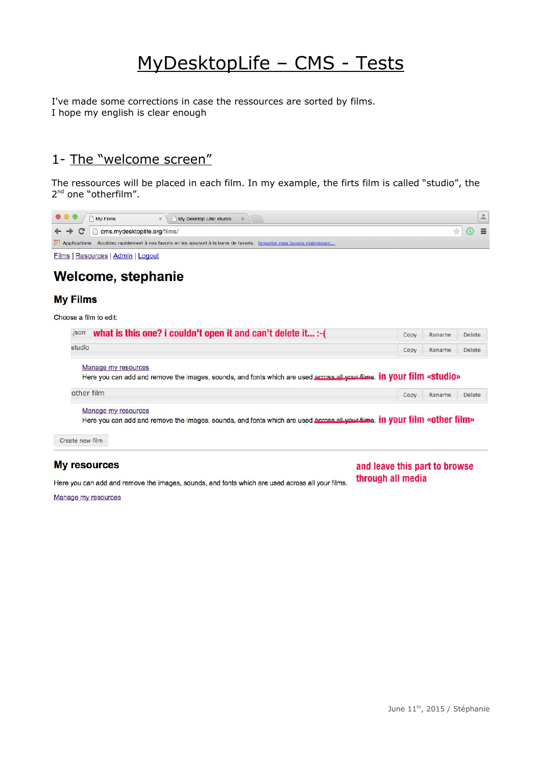# MyDesktopLife – CMS - Tests

I've made some corrections in case the ressources are sorted by films.
I hope my english is clear enough

## 1- The "welcome screen"

The ressources will be placed in each film. In my example, the firts film is called "studio", the 2nd one "otherfilm".

My Films | My Desktop Life: studio

cms.mydesktoplife.org/films/

Applications Accédez rapidement à vos favoris en les ajoutant à la barre de favoris. Importer mes favoris maintenant...

Films | Resources | Admin | Logout

# Welcome, stephanie

## My Films

Choose a film to edit:

.json **what is this one? i couldn't open it and can't delete it... :-(** Copy Rename Delete

studio Copy Rename Delete

Manage my resources
Here you can add and remove the images, sounds, and fonts which are used ~~across all your films~~. **in your film «studio»**

other film Copy Rename Delete

Manage my resources
Here you can add and remove the images, sounds, and fonts which are used ~~across all your films~~. **in your film «other film»**

Create new film

## My resources

Here you can add and remove the images, sounds, and fonts which are used across all your films. **and leave this part to browse through all media**

Manage my resources

June 11th, 2015 / Stéphanie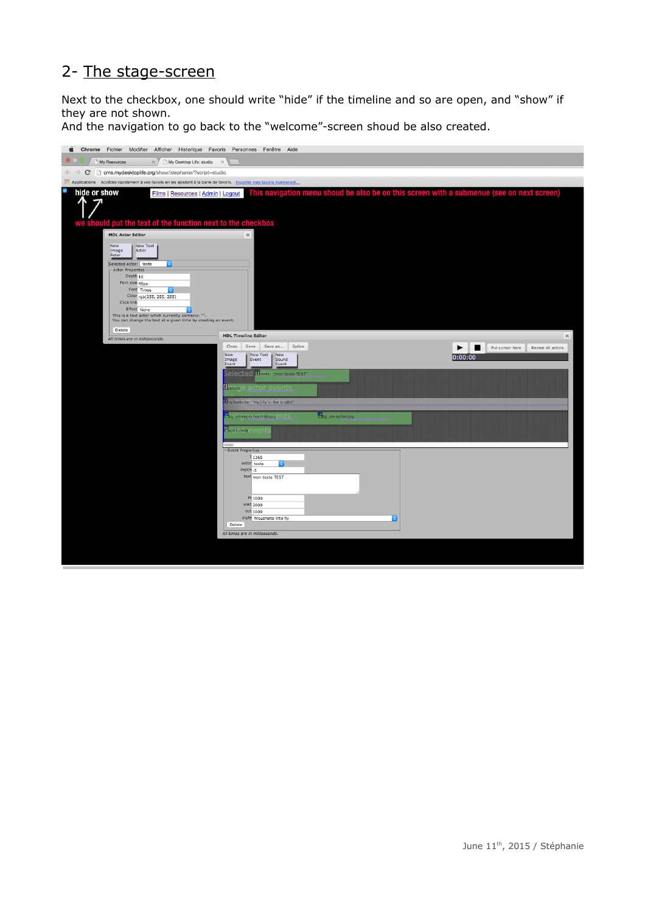## 2- The stage-screen

Next to the checkbox, one should write “hide” if the timeline and so are open, and “show” if they are not shown.
And the navigation to go back to the “welcome”-screen shoud be also created.

hide or show

Films | Resources | Admin | Logout

This navigation menu shoud be also be on this screen with a submenue (see on next screen)

we should put the text of the function next to the checkbox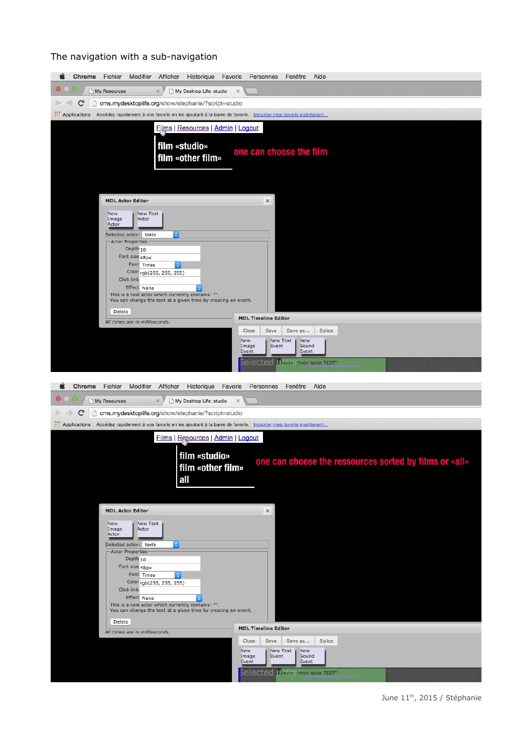The navigation with a sub-navigation

Films | Resources | Admin | Logout

film «studio»
film «other film»

one can choose the film

Films | Resources | Admin | Logout

film «studio»
film «other film»
all

one can choose the ressources sorted by films or «all»

June 11th, 2015 / Stéphanie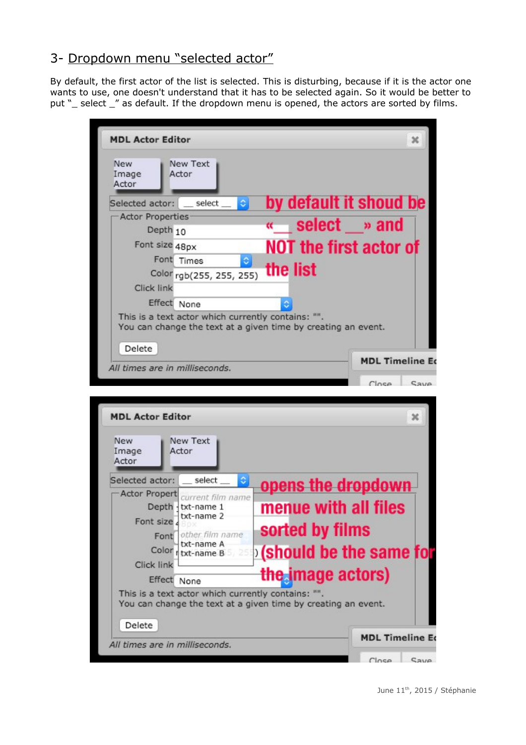## 3- Dropdown menu "selected actor"

By default, the first actor of the list is selected. This is disturbing, because if it is the actor one wants to use, one doesn't understand that it has to be selected again. So it would be better to put "_ select _" as default. If the dropdown menu is opened, the actors are sorted by films.

by default it shoud be «__ select __» and NOT the first actor of the list

opens the dropdown menue with all files sorted by films (should be the same for the image actors)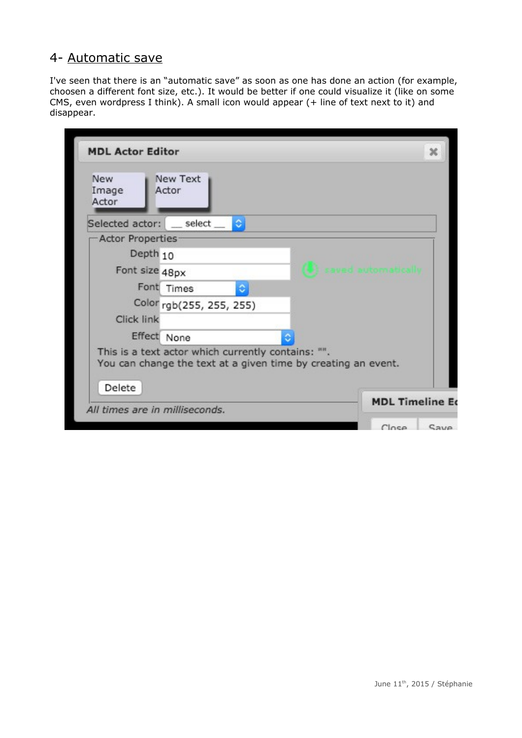## 4- Automatic save

I've seen that there is an "automatic save" as soon as one has done an action (for example, choosen a different font size, etc.). It would be better if one could visualize it (like on some CMS, even wordpress I think). A small icon would appear (+ line of text next to it) and disappear.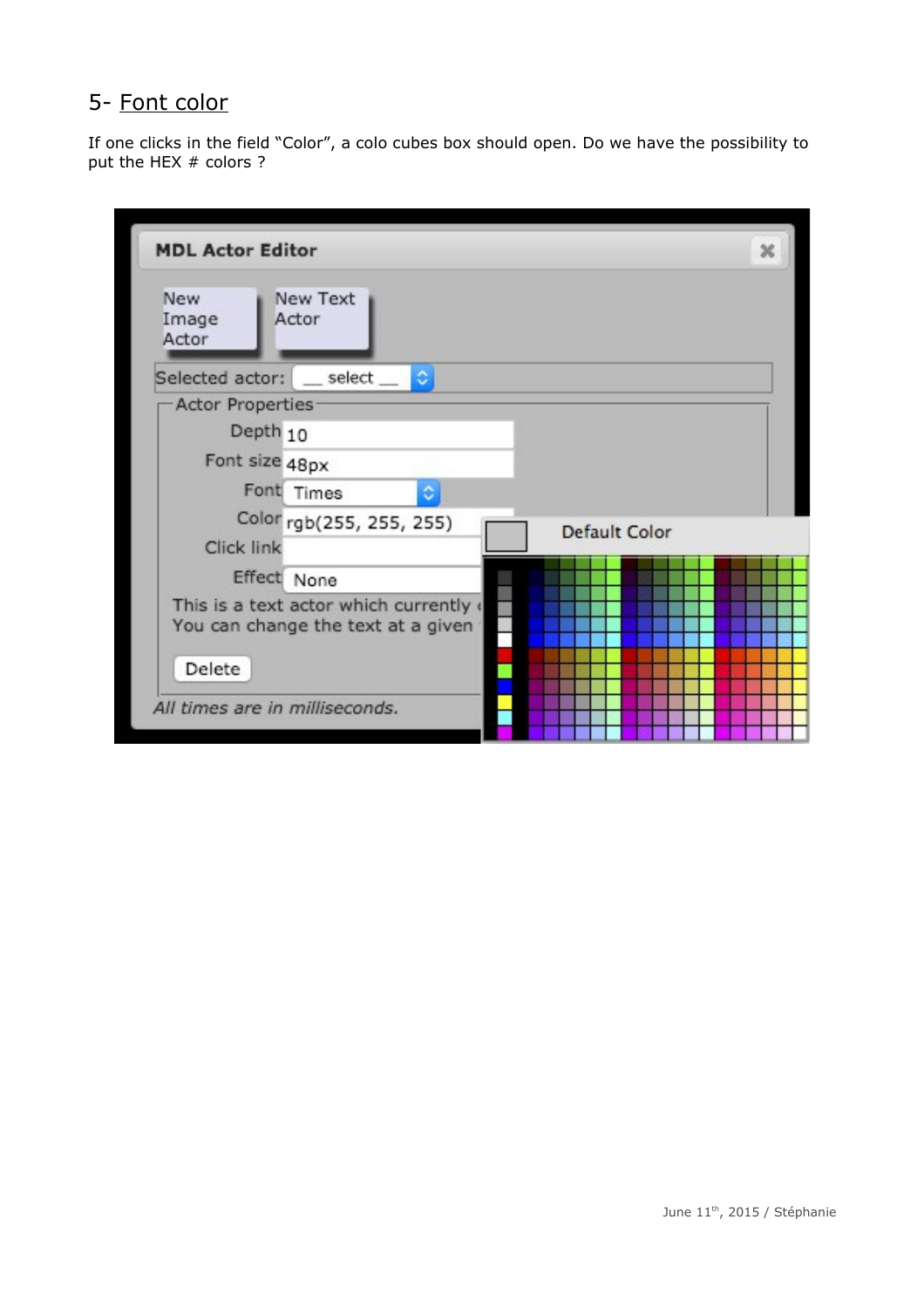## 5- Font color

If one clicks in the field "Color", a colo cubes box should open. Do we have the possibility to put the HEX # colors ?